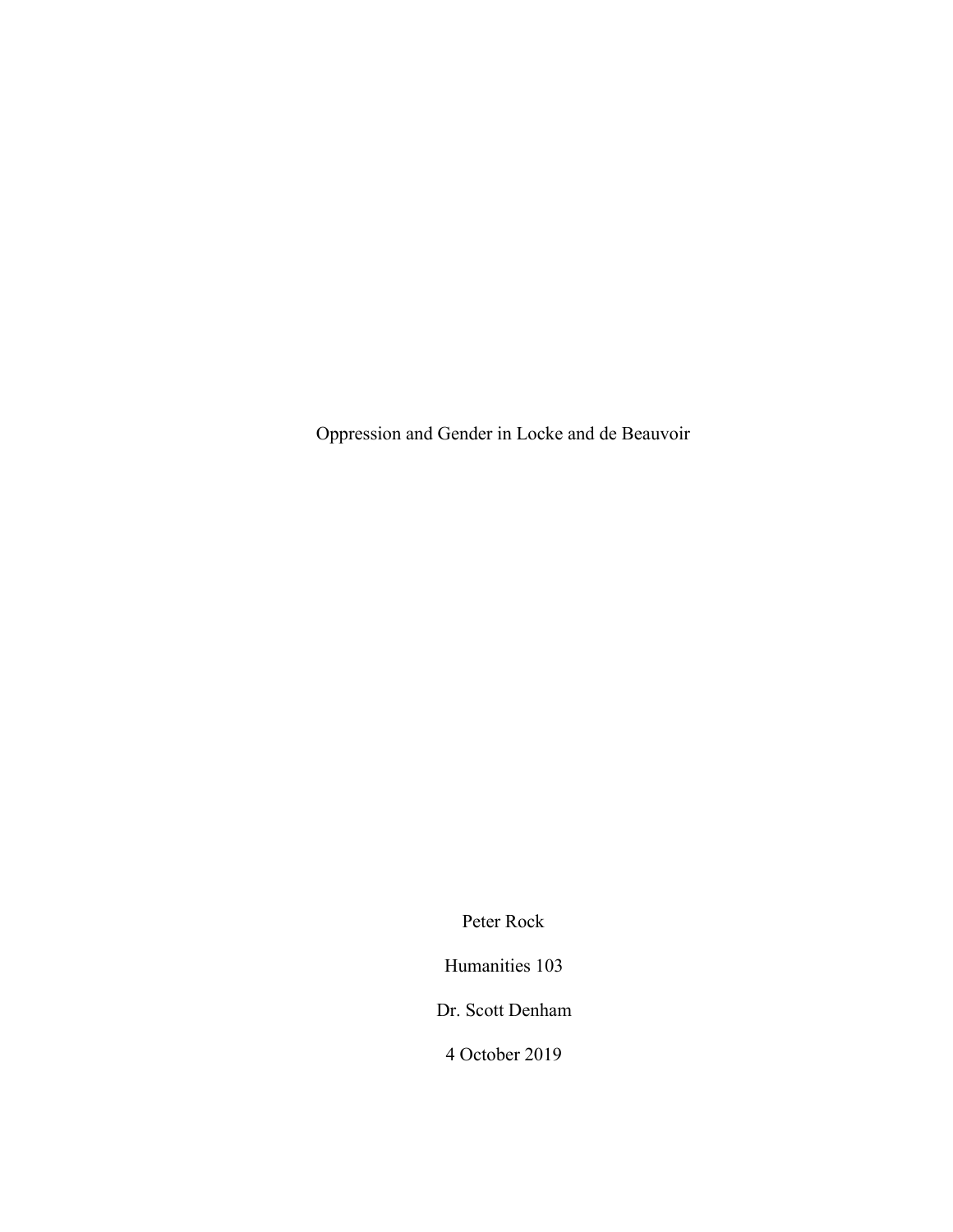# Oppression and Gender in Locke and de Beauvoir

Peter Rock

Humanities 103

Dr. Scott Denham

4 October 2019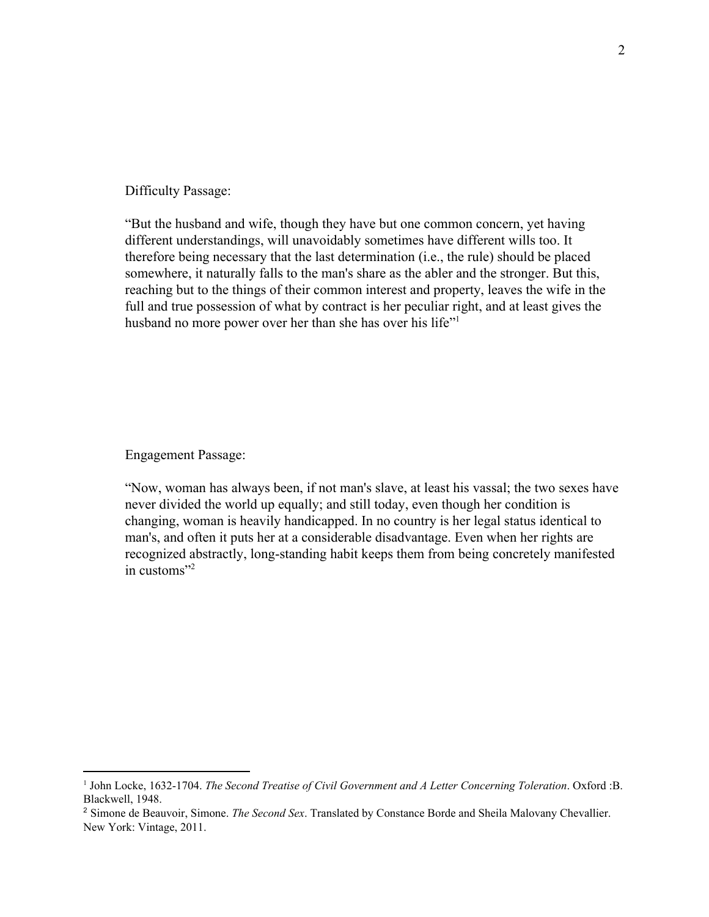Difficulty Passage:

"But the husband and wife, though they have but one common concern, yet having different understandings, will unavoidably sometimes have different wills too. It therefore being necessary that the last determination (i.e., the rule) should be placed somewhere, it naturally falls to the man's share as the abler and the stronger. But this, reaching but to the things of their common interest and property, leaves the wife in the full and true possession of what by contract is her peculiar right, and at least gives the husband no more power over her than she has over his life"[1]

Engagement Passage:

"Now, woman has always been, if not man's slave, at least his vassal; the two sexes have never divided the world up equally; and still today, even though her condition is changing, woman is heavily handicapped. In no country is her legal status identical to man's, and often it puts her at a considerable disadvantage. Even when her rights are recognized abstractly, long-standing habit keeps them from being concretely manifested in customs"[2]

---

[1] John Locke, 1632-1704. *The Second Treatise of Civil Government and A Letter Concerning Toleration*. Oxford :B. Blackwell, 1948.

[2] Simone de Beauvoir, Simone. *The Second Sex*. Translated by Constance Borde and Sheila Malovany Chevallier. New York: Vintage, 2011.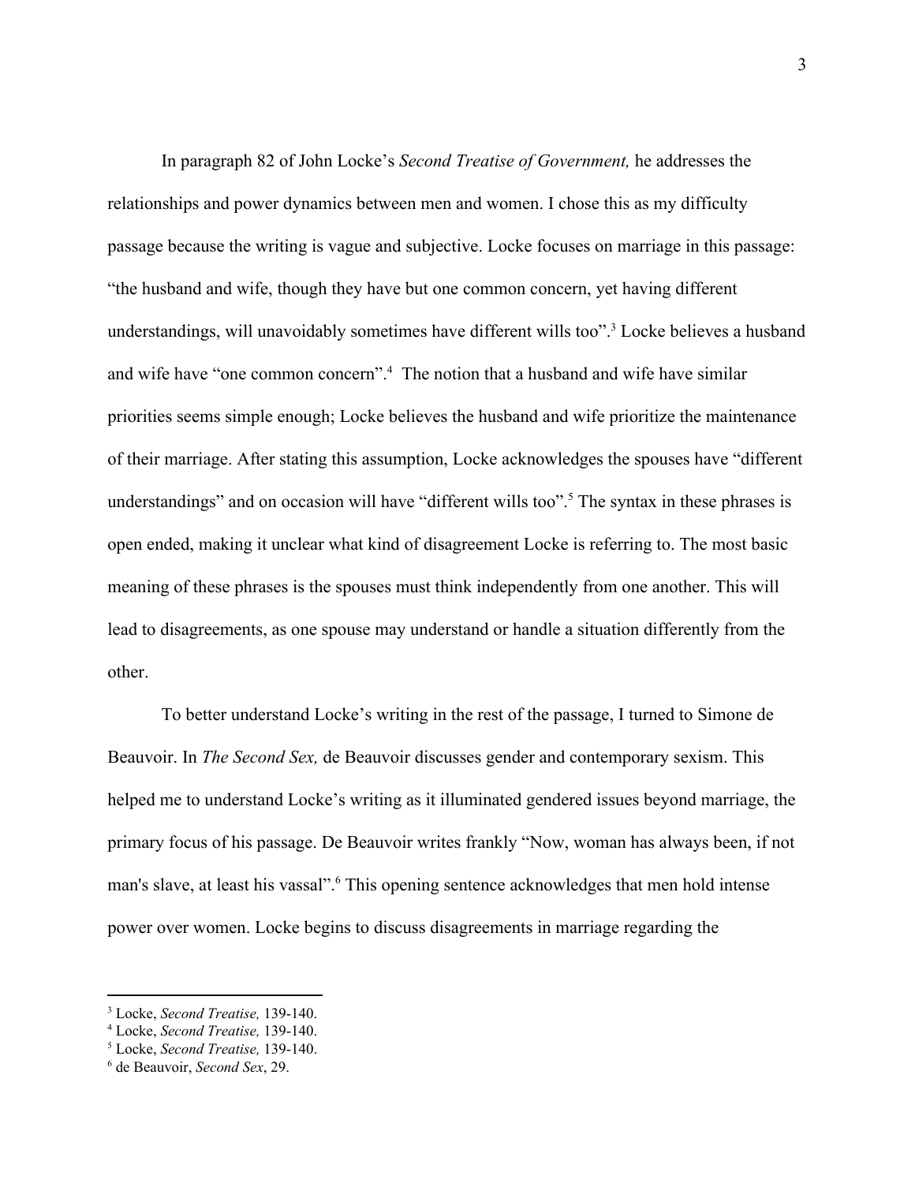In paragraph 82 of John Locke's *Second Treatise of Government,* he addresses the relationships and power dynamics between men and women. I chose this as my difficulty passage because the writing is vague and subjective. Locke focuses on marriage in this passage: "the husband and wife, though they have but one common concern, yet having different understandings, will unavoidably sometimes have different wills too".[3] Locke believes a husband and wife have "one common concern".[4] The notion that a husband and wife have similar priorities seems simple enough; Locke believes the husband and wife prioritize the maintenance of their marriage. After stating this assumption, Locke acknowledges the spouses have "different understandings" and on occasion will have "different wills too".[5] The syntax in these phrases is open ended, making it unclear what kind of disagreement Locke is referring to. The most basic meaning of these phrases is the spouses must think independently from one another. This will lead to disagreements, as one spouse may understand or handle a situation differently from the other.

To better understand Locke's writing in the rest of the passage, I turned to Simone de Beauvoir. In *The Second Sex,* de Beauvoir discusses gender and contemporary sexism. This helped me to understand Locke's writing as it illuminated gendered issues beyond marriage, the primary focus of his passage. De Beauvoir writes frankly "Now, woman has always been, if not man's slave, at least his vassal".[6] This opening sentence acknowledges that men hold intense power over women. Locke begins to discuss disagreements in marriage regarding the

---

[3] Locke, *Second Treatise,* 139-140.

[4] Locke, *Second Treatise,* 139-140.

[5] Locke, *Second Treatise,* 139-140.

[6] de Beauvoir, *Second Sex*, 29.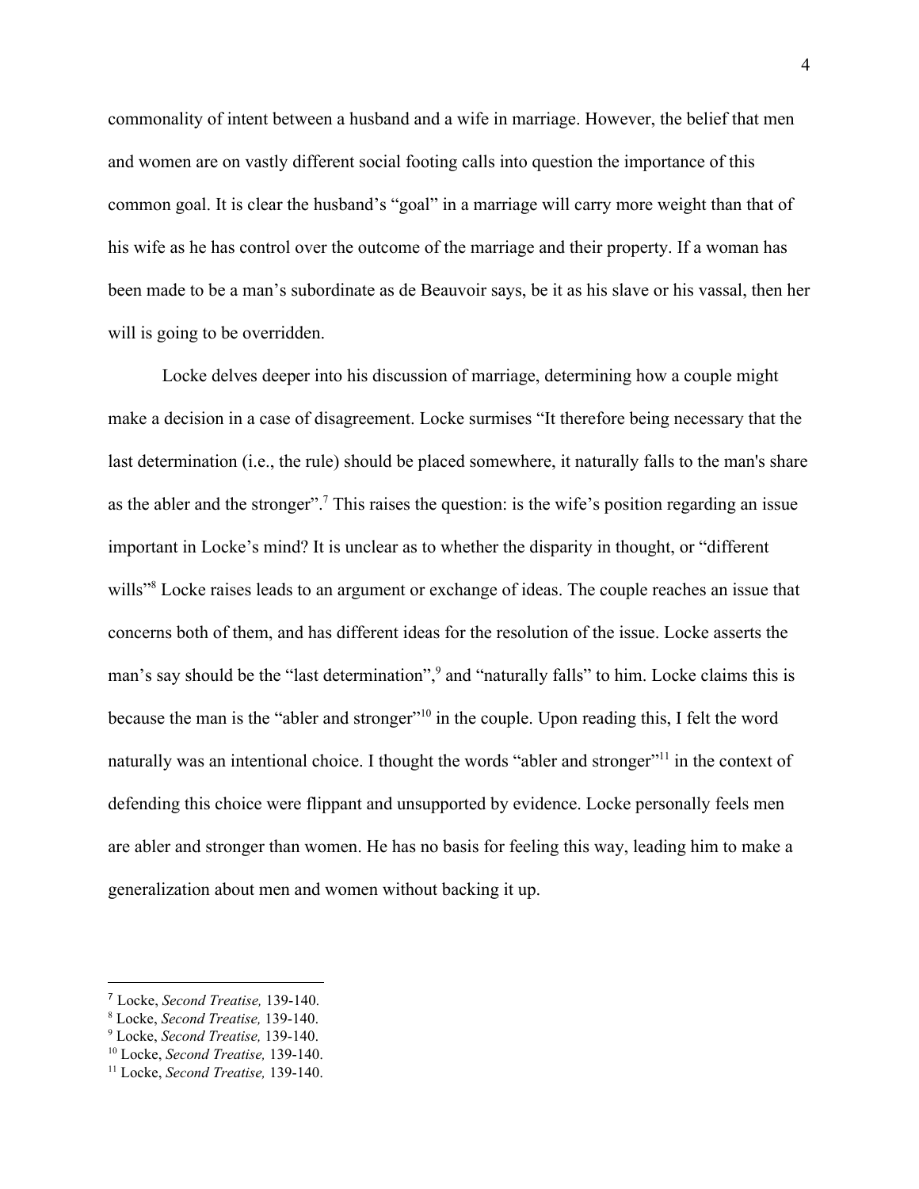commonality of intent between a husband and a wife in marriage. However, the belief that men and women are on vastly different social footing calls into question the importance of this common goal. It is clear the husband's "goal" in a marriage will carry more weight than that of his wife as he has control over the outcome of the marriage and their property. If a woman has been made to be a man's subordinate as de Beauvoir says, be it as his slave or his vassal, then her will is going to be overridden.

Locke delves deeper into his discussion of marriage, determining how a couple might make a decision in a case of disagreement. Locke surmises "It therefore being necessary that the last determination (i.e., the rule) should be placed somewhere, it naturally falls to the man's share as the abler and the stronger".[7] This raises the question: is the wife's position regarding an issue important in Locke's mind? It is unclear as to whether the disparity in thought, or "different wills"[8] Locke raises leads to an argument or exchange of ideas. The couple reaches an issue that concerns both of them, and has different ideas for the resolution of the issue. Locke asserts the man's say should be the "last determination",[9] and "naturally falls" to him. Locke claims this is because the man is the "abler and stronger"[10] in the couple. Upon reading this, I felt the word naturally was an intentional choice. I thought the words "abler and stronger"[11] in the context of defending this choice were flippant and unsupported by evidence. Locke personally feels men are abler and stronger than women. He has no basis for feeling this way, leading him to make a generalization about men and women without backing it up.

---

[7] Locke, *Second Treatise,* 139-140.

[8] Locke, *Second Treatise,* 139-140.

[9] Locke, *Second Treatise,* 139-140.

[10] Locke, *Second Treatise,* 139-140.

[11] Locke, *Second Treatise,* 139-140.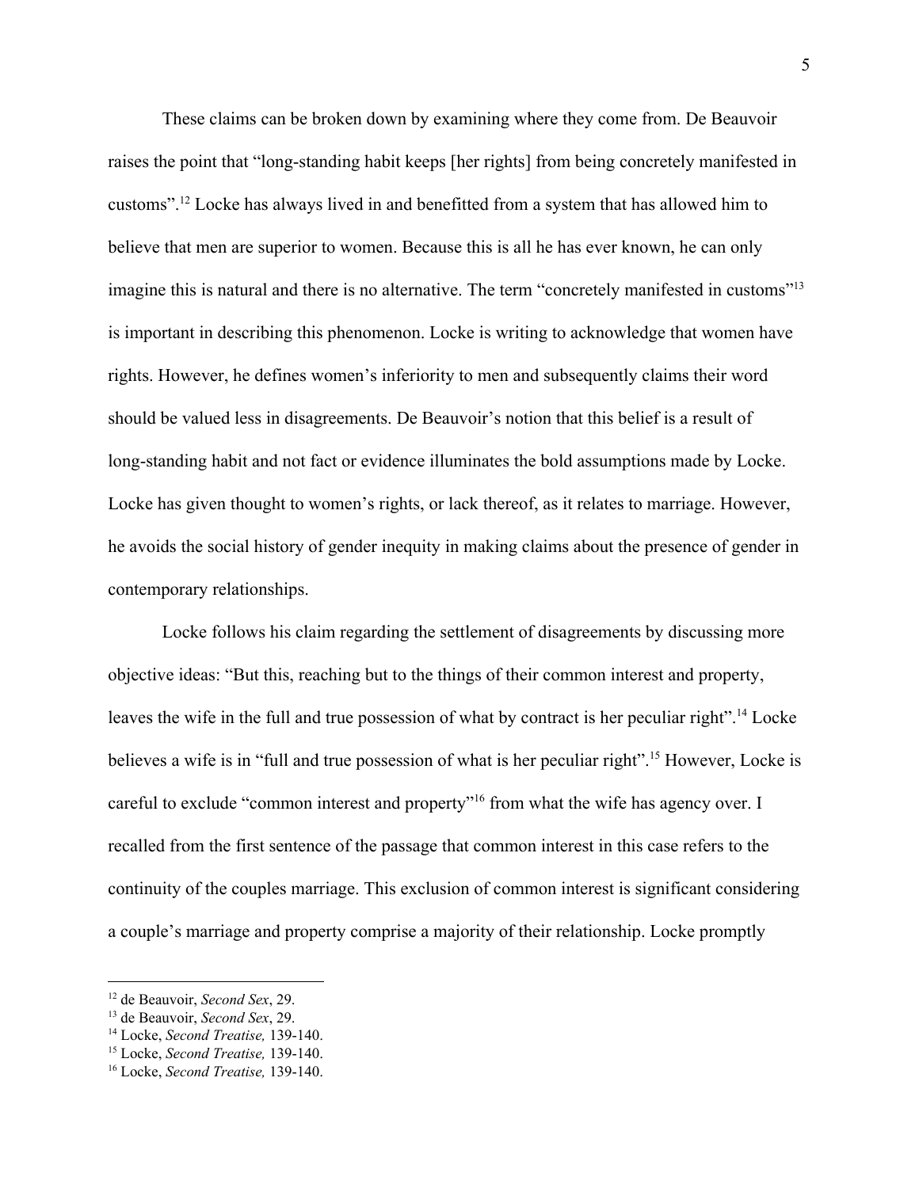These claims can be broken down by examining where they come from. De Beauvoir raises the point that "long-standing habit keeps [her rights] from being concretely manifested in customs".[12] Locke has always lived in and benefitted from a system that has allowed him to believe that men are superior to women. Because this is all he has ever known, he can only imagine this is natural and there is no alternative. The term "concretely manifested in customs"[13] is important in describing this phenomenon. Locke is writing to acknowledge that women have rights. However, he defines women's inferiority to men and subsequently claims their word should be valued less in disagreements. De Beauvoir's notion that this belief is a result of long-standing habit and not fact or evidence illuminates the bold assumptions made by Locke. Locke has given thought to women's rights, or lack thereof, as it relates to marriage. However, he avoids the social history of gender inequity in making claims about the presence of gender in contemporary relationships.

Locke follows his claim regarding the settlement of disagreements by discussing more objective ideas: "But this, reaching but to the things of their common interest and property, leaves the wife in the full and true possession of what by contract is her peculiar right".[14] Locke believes a wife is in "full and true possession of what is her peculiar right".[15] However, Locke is careful to exclude "common interest and property"[16] from what the wife has agency over. I recalled from the first sentence of the passage that common interest in this case refers to the continuity of the couples marriage. This exclusion of common interest is significant considering a couple's marriage and property comprise a majority of their relationship. Locke promptly

---

[12] de Beauvoir, *Second Sex*, 29.

[13] de Beauvoir, *Second Sex*, 29.

[14] Locke, *Second Treatise,* 139-140.

[15] Locke, *Second Treatise,* 139-140.

[16] Locke, *Second Treatise,* 139-140.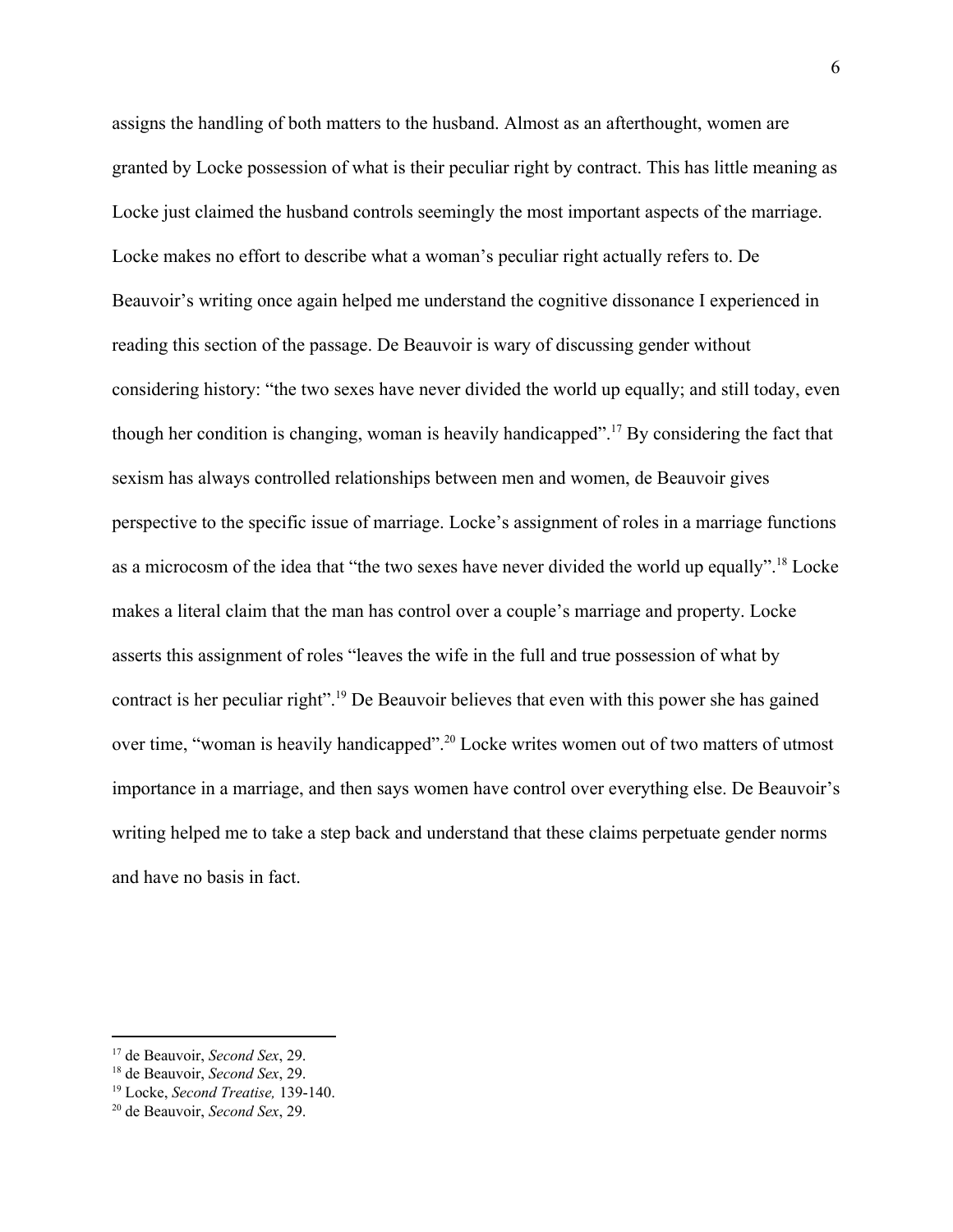assigns the handling of both matters to the husband. Almost as an afterthought, women are granted by Locke possession of what is their peculiar right by contract. This has little meaning as Locke just claimed the husband controls seemingly the most important aspects of the marriage. Locke makes no effort to describe what a woman's peculiar right actually refers to. De Beauvoir's writing once again helped me understand the cognitive dissonance I experienced in reading this section of the passage. De Beauvoir is wary of discussing gender without considering history: "the two sexes have never divided the world up equally; and still today, even though her condition is changing, woman is heavily handicapped".[17] By considering the fact that sexism has always controlled relationships between men and women, de Beauvoir gives perspective to the specific issue of marriage. Locke's assignment of roles in a marriage functions as a microcosm of the idea that "the two sexes have never divided the world up equally".[18] Locke makes a literal claim that the man has control over a couple's marriage and property. Locke asserts this assignment of roles "leaves the wife in the full and true possession of what by contract is her peculiar right".[19] De Beauvoir believes that even with this power she has gained over time, "woman is heavily handicapped".[20] Locke writes women out of two matters of utmost importance in a marriage, and then says women have control over everything else. De Beauvoir's writing helped me to take a step back and understand that these claims perpetuate gender norms and have no basis in fact.

---

[17] de Beauvoir, *Second Sex*, 29.
[18] de Beauvoir, *Second Sex*, 29.
[19] Locke, *Second Treatise,* 139-140.
[20] de Beauvoir, *Second Sex*, 29.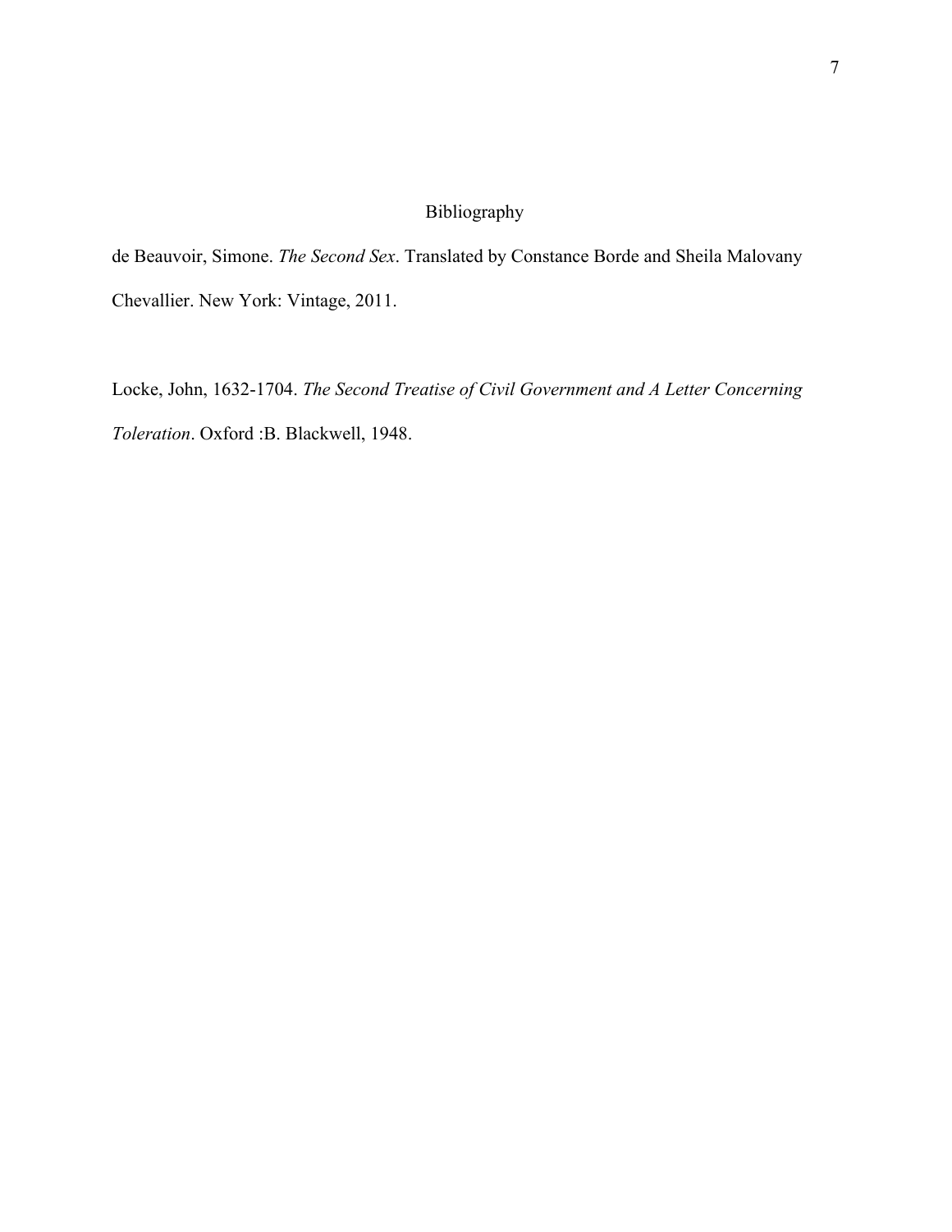# Bibliography

de Beauvoir, Simone. *The Second Sex*. Translated by Constance Borde and Sheila Malovany Chevallier. New York: Vintage, 2011.

Locke, John, 1632-1704. *The Second Treatise of Civil Government and A Letter Concerning Toleration*. Oxford :B. Blackwell, 1948.